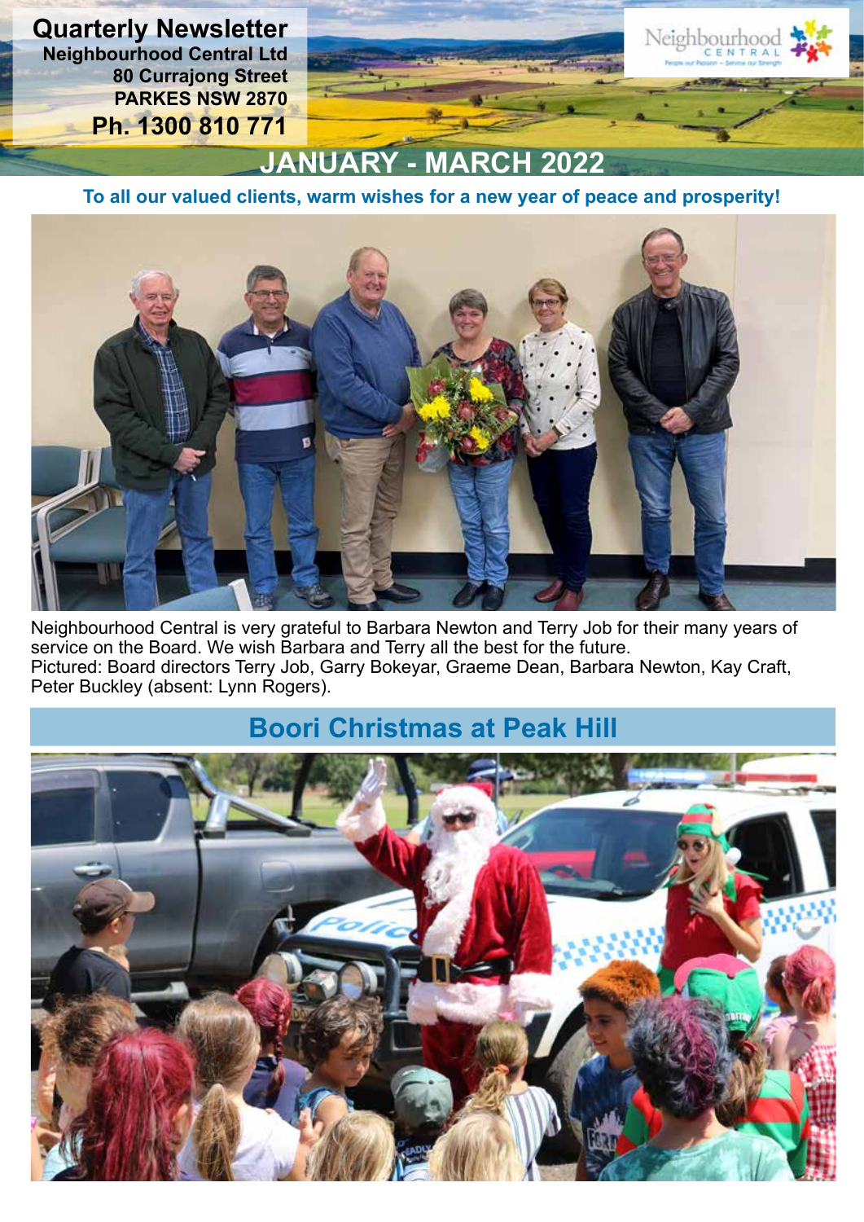# Quarterly Newsletter

**Neighbourhood Central Ltd**
**80 Currajong Street**
**PARKES NSW 2870**
**Ph. 1300 810 771**

Neighbourhood CENTRAL
People our Passion – Service our Strength

## JANUARY - MARCH 2022

**To all our valued clients, warm wishes for a new year of peace and prosperity!**

Neighbourhood Central is very grateful to Barbara Newton and Terry Job for their many years of service on the Board. We wish Barbara and Terry all the best for the future.
Pictured: Board directors Terry Job, Garry Bokeyar, Graeme Dean, Barbara Newton, Kay Craft, Peter Buckley (absent: Lynn Rogers).

## Boori Christmas at Peak Hill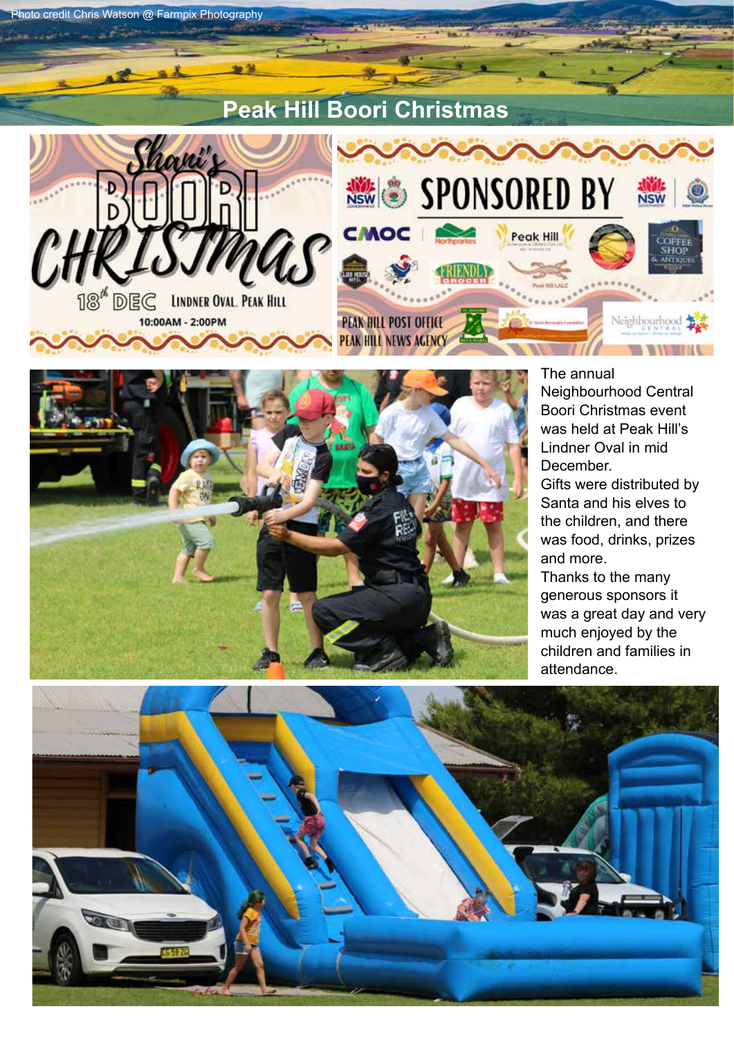Photo credit Chris Watson @ Farmpix Photography

# Peak Hill Boori Christmas

The annual Neighbourhood Central Boori Christmas event was held at Peak Hill's Lindner Oval in mid December.

Gifts were distributed by Santa and his elves to the children, and there was food, drinks, prizes and more.

Thanks to the many generous sponsors it was a great day and very much enjoyed by the children and families in attendance.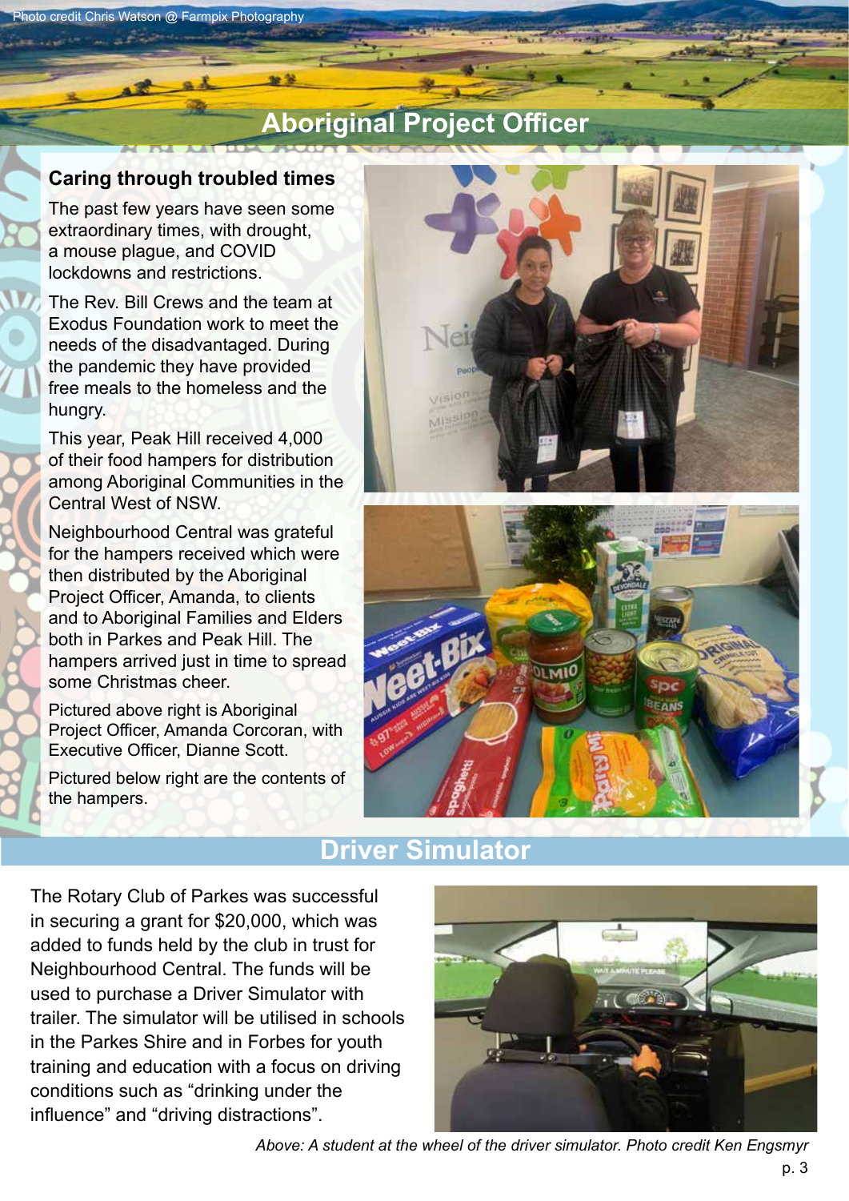Photo credit Chris Watson @ Farmpix Photography

# Aboriginal Project Officer

## Caring through troubled times

The past few years have seen some extraordinary times, with drought, a mouse plague, and COVID lockdowns and restrictions.

The Rev. Bill Crews and the team at Exodus Foundation work to meet the needs of the disadvantaged. During the pandemic they have provided free meals to the homeless and the hungry.

This year, Peak Hill received 4,000 of their food hampers for distribution among Aboriginal Communities in the Central West of NSW.

Neighbourhood Central was grateful for the hampers received which were then distributed by the Aboriginal Project Officer, Amanda, to clients and to Aboriginal Families and Elders both in Parkes and Peak Hill. The hampers arrived just in time to spread some Christmas cheer.

Pictured above right is Aboriginal Project Officer, Amanda Corcoran, with Executive Officer, Dianne Scott.

Pictured below right are the contents of the hampers.

# Driver Simulator

The Rotary Club of Parkes was successful in securing a grant for $20,000, which was added to funds held by the club in trust for Neighbourhood Central. The funds will be used to purchase a Driver Simulator with trailer. The simulator will be utilised in schools in the Parkes Shire and in Forbes for youth training and education with a focus on driving conditions such as “drinking under the influence” and “driving distractions”.

*Above: A student at the wheel of the driver simulator. Photo credit Ken Engsmyr*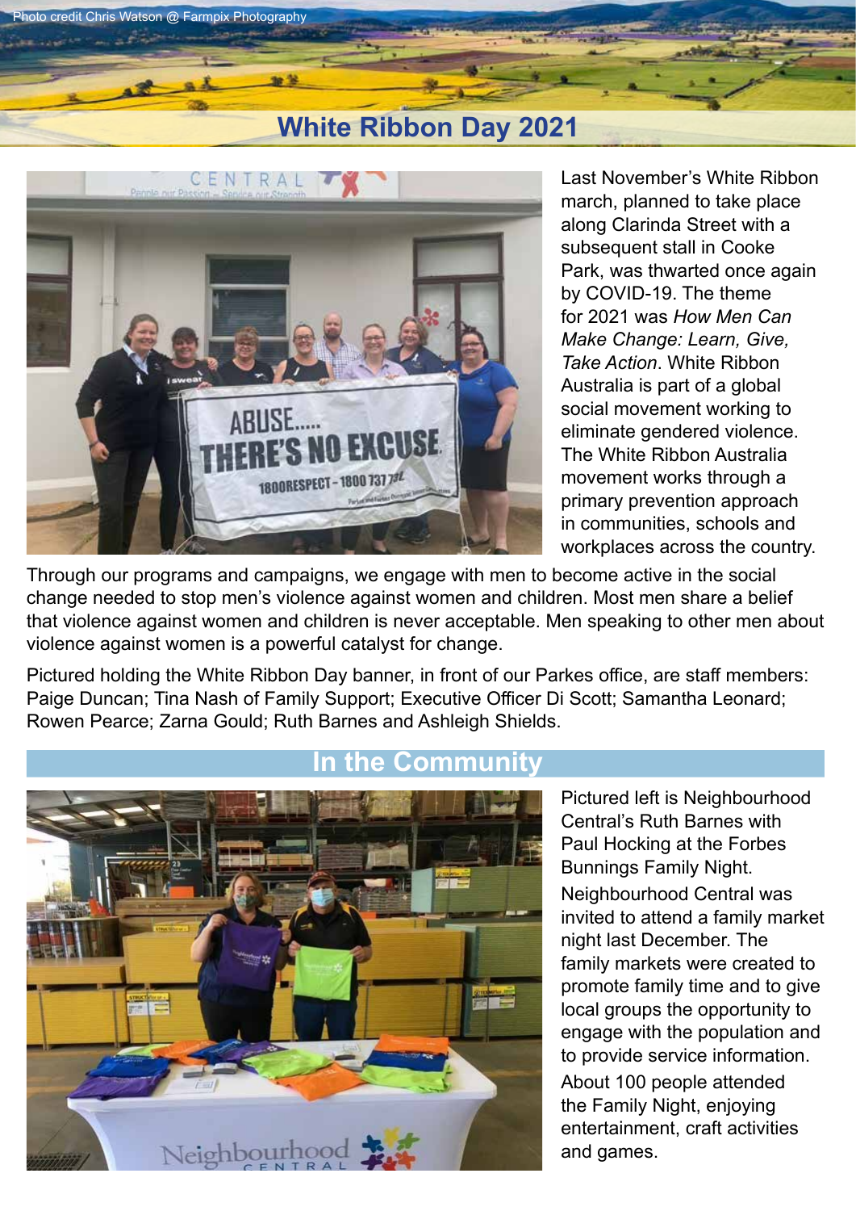Photo credit Chris Watson @ Farmpix Photography

## White Ribbon Day 2021

Last November's White Ribbon march, planned to take place along Clarinda Street with a subsequent stall in Cooke Park, was thwarted once again by COVID-19. The theme for 2021 was *How Men Can Make Change: Learn, Give, Take Action*. White Ribbon Australia is part of a global social movement working to eliminate gendered violence. The White Ribbon Australia movement works through a primary prevention approach in communities, schools and workplaces across the country.

Through our programs and campaigns, we engage with men to become active in the social change needed to stop men's violence against women and children. Most men share a belief that violence against women and children is never acceptable. Men speaking to other men about violence against women is a powerful catalyst for change.

Pictured holding the White Ribbon Day banner, in front of our Parkes office, are staff members: Paige Duncan; Tina Nash of Family Support; Executive Officer Di Scott; Samantha Leonard; Rowen Pearce; Zarna Gould; Ruth Barnes and Ashleigh Shields.

## In the Community

Pictured left is Neighbourhood Central's Ruth Barnes with Paul Hocking at the Forbes Bunnings Family Night.

Neighbourhood Central was invited to attend a family market night last December. The family markets were created to promote family time and to give local groups the opportunity to engage with the population and to provide service information.

About 100 people attended the Family Night, enjoying entertainment, craft activities and games.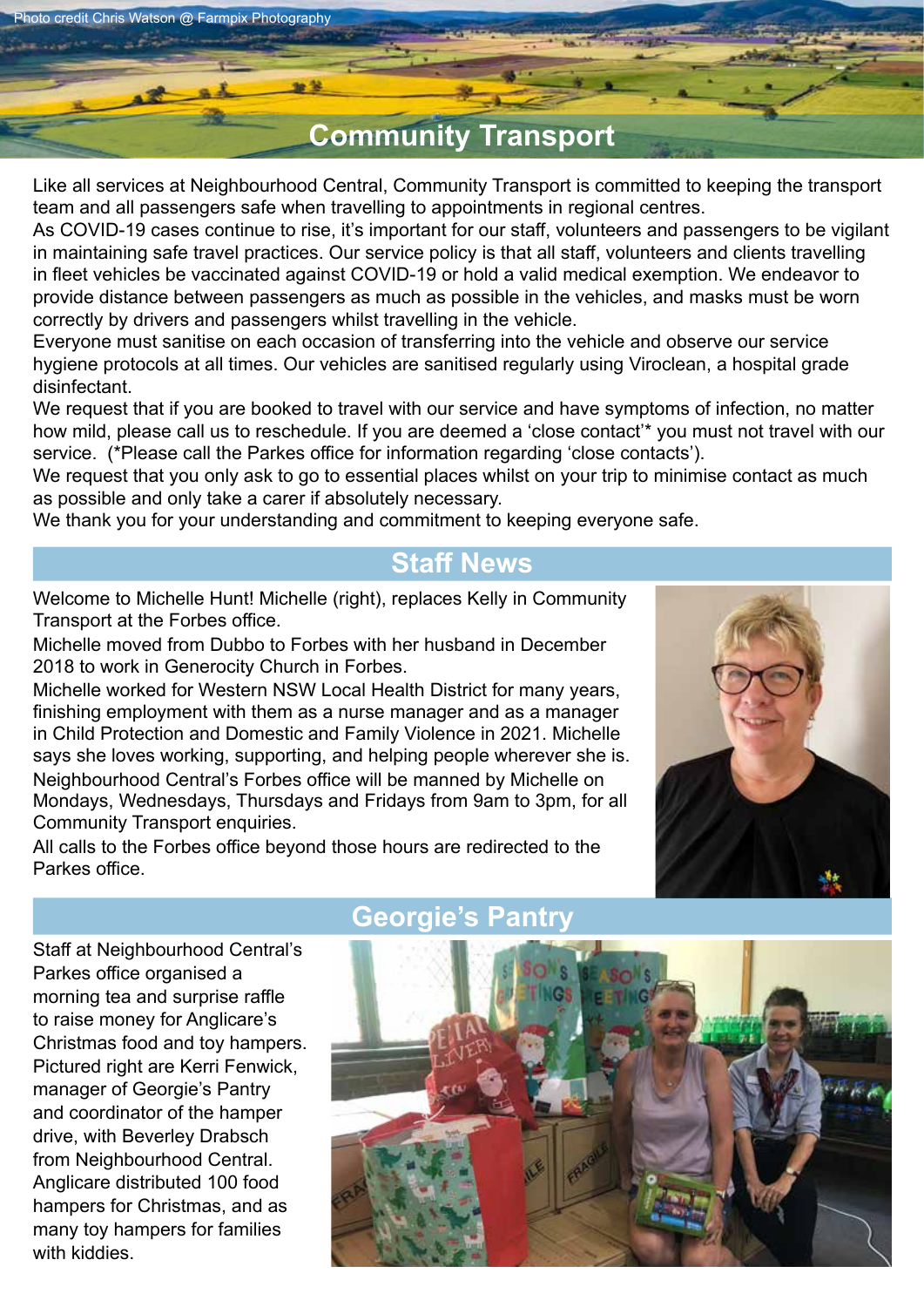Photo credit Chris Watson @ Farmpix Photography

# Community Transport

Like all services at Neighbourhood Central, Community Transport is committed to keeping the transport team and all passengers safe when travelling to appointments in regional centres.

As COVID-19 cases continue to rise, it's important for our staff, volunteers and passengers to be vigilant in maintaining safe travel practices. Our service policy is that all staff, volunteers and clients travelling in fleet vehicles be vaccinated against COVID-19 or hold a valid medical exemption. We endeavor to provide distance between passengers as much as possible in the vehicles, and masks must be worn correctly by drivers and passengers whilst travelling in the vehicle.

Everyone must sanitise on each occasion of transferring into the vehicle and observe our service hygiene protocols at all times. Our vehicles are sanitised regularly using Viroclean, a hospital grade disinfectant.

We request that if you are booked to travel with our service and have symptoms of infection, no matter how mild, please call us to reschedule. If you are deemed a 'close contact'* you must not travel with our service. (*Please call the Parkes office for information regarding 'close contacts').

We request that you only ask to go to essential places whilst on your trip to minimise contact as much as possible and only take a carer if absolutely necessary.

We thank you for your understanding and commitment to keeping everyone safe.

## Staff News

Welcome to Michelle Hunt! Michelle (right), replaces Kelly in Community Transport at the Forbes office.

Michelle moved from Dubbo to Forbes with her husband in December 2018 to work in Generocity Church in Forbes.

Michelle worked for Western NSW Local Health District for many years, finishing employment with them as a nurse manager and as a manager in Child Protection and Domestic and Family Violence in 2021. Michelle says she loves working, supporting, and helping people wherever she is.

Neighbourhood Central's Forbes office will be manned by Michelle on Mondays, Wednesdays, Thursdays and Fridays from 9am to 3pm, for all Community Transport enquiries.

All calls to the Forbes office beyond those hours are redirected to the Parkes office.

## Georgie's Pantry

Staff at Neighbourhood Central's Parkes office organised a morning tea and surprise raffle to raise money for Anglicare's Christmas food and toy hampers. Pictured right are Kerri Fenwick, manager of Georgie's Pantry and coordinator of the hamper drive, with Beverley Drabsch from Neighbourhood Central. Anglicare distributed 100 food hampers for Christmas, and as many toy hampers for families with kiddies.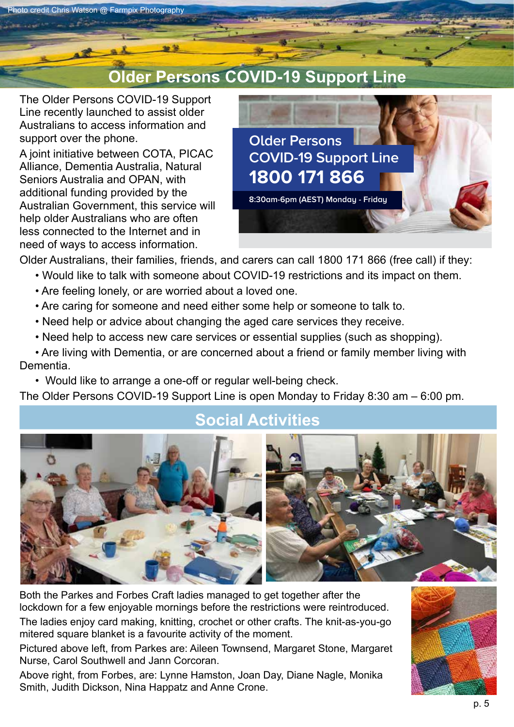Photo credit Chris Watson @ Farmpix Photography

## Older Persons COVID-19 Support Line

The Older Persons COVID-19 Support Line recently launched to assist older Australians to access information and support over the phone.

A joint initiative between COTA, PICAC Alliance, Dementia Australia, Natural Seniors Australia and OPAN, with additional funding provided by the Australian Government, this service will help older Australians who are often less connected to the Internet and in need of ways to access information.

**Older Persons COVID-19 Support Line**
**1800 171 866**
8:30am-6pm (AEST) Monday - Friday

Older Australians, their families, friends, and carers can call 1800 171 866 (free call) if they:

- Would like to talk with someone about COVID-19 restrictions and its impact on them.
- Are feeling lonely, or are worried about a loved one.
- Are caring for someone and need either some help or someone to talk to.
- Need help or advice about changing the aged care services they receive.
- Need help to access new care services or essential supplies (such as shopping).
- Are living with Dementia, or are concerned about a friend or family member living with Dementia.
- Would like to arrange a one-off or regular well-being check.

The Older Persons COVID-19 Support Line is open Monday to Friday 8:30 am – 6:00 pm.

## Social Activities

Both the Parkes and Forbes Craft ladies managed to get together after the lockdown for a few enjoyable mornings before the restrictions were reintroduced.

The ladies enjoy card making, knitting, crochet or other crafts. The knit-as-you-go mitered square blanket is a favourite activity of the moment.

Pictured above left, from Parkes are: Aileen Townsend, Margaret Stone, Margaret Nurse, Carol Southwell and Jann Corcoran.

Above right, from Forbes, are: Lynne Hamston, Joan Day, Diane Nagle, Monika Smith, Judith Dickson, Nina Happatz and Anne Crone.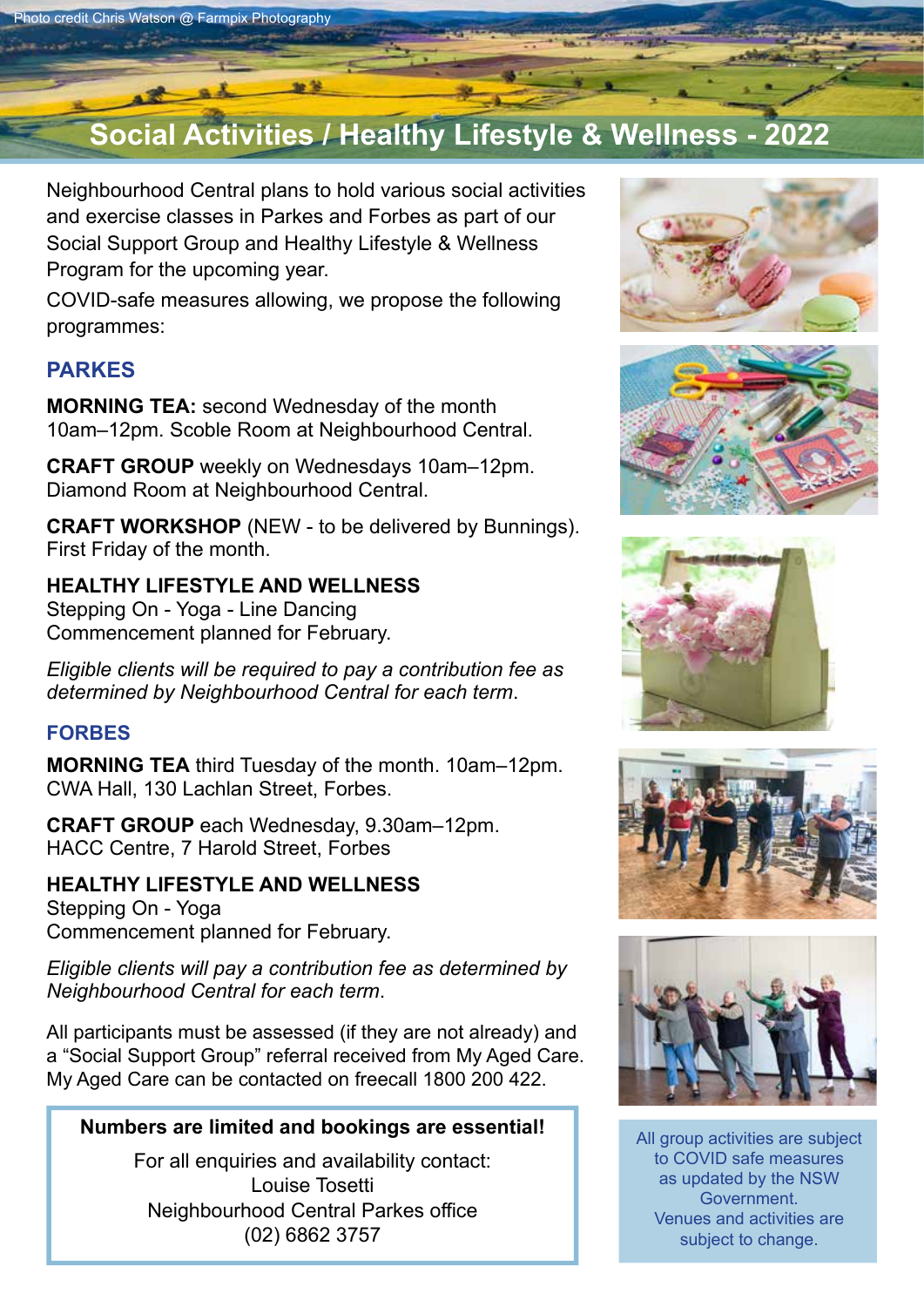Photo credit Chris Watson @ Farmpix Photography

# Social Activities / Healthy Lifestyle & Wellness - 2022

Neighbourhood Central plans to hold various social activities and exercise classes in Parkes and Forbes as part of our Social Support Group and Healthy Lifestyle & Wellness Program for the upcoming year.

COVID-safe measures allowing, we propose the following programmes:

## PARKES

**MORNING TEA:** second Wednesday of the month 10am–12pm. Scoble Room at Neighbourhood Central.

**CRAFT GROUP** weekly on Wednesdays 10am–12pm. Diamond Room at Neighbourhood Central.

**CRAFT WORKSHOP** (NEW - to be delivered by Bunnings). First Friday of the month.

**HEALTHY LIFESTYLE AND WELLNESS**
Stepping On - Yoga - Line Dancing
Commencement planned for February.

*Eligible clients will be required to pay a contribution fee as determined by Neighbourhood Central for each term.*

## FORBES

**MORNING TEA** third Tuesday of the month. 10am–12pm. CWA Hall, 130 Lachlan Street, Forbes.

**CRAFT GROUP** each Wednesday, 9.30am–12pm. HACC Centre, 7 Harold Street, Forbes

**HEALTHY LIFESTYLE AND WELLNESS**
Stepping On - Yoga
Commencement planned for February.

*Eligible clients will pay a contribution fee as determined by Neighbourhood Central for each term.*

All participants must be assessed (if they are not already) and a "Social Support Group" referral received from My Aged Care. My Aged Care can be contacted on freecall 1800 200 422.

**Numbers are limited and bookings are essential!**

For all enquiries and availability contact:
Louise Tosetti
Neighbourhood Central Parkes office
(02) 6862 3757

All group activities are subject to COVID safe measures as updated by the NSW Government.
Venues and activities are subject to change.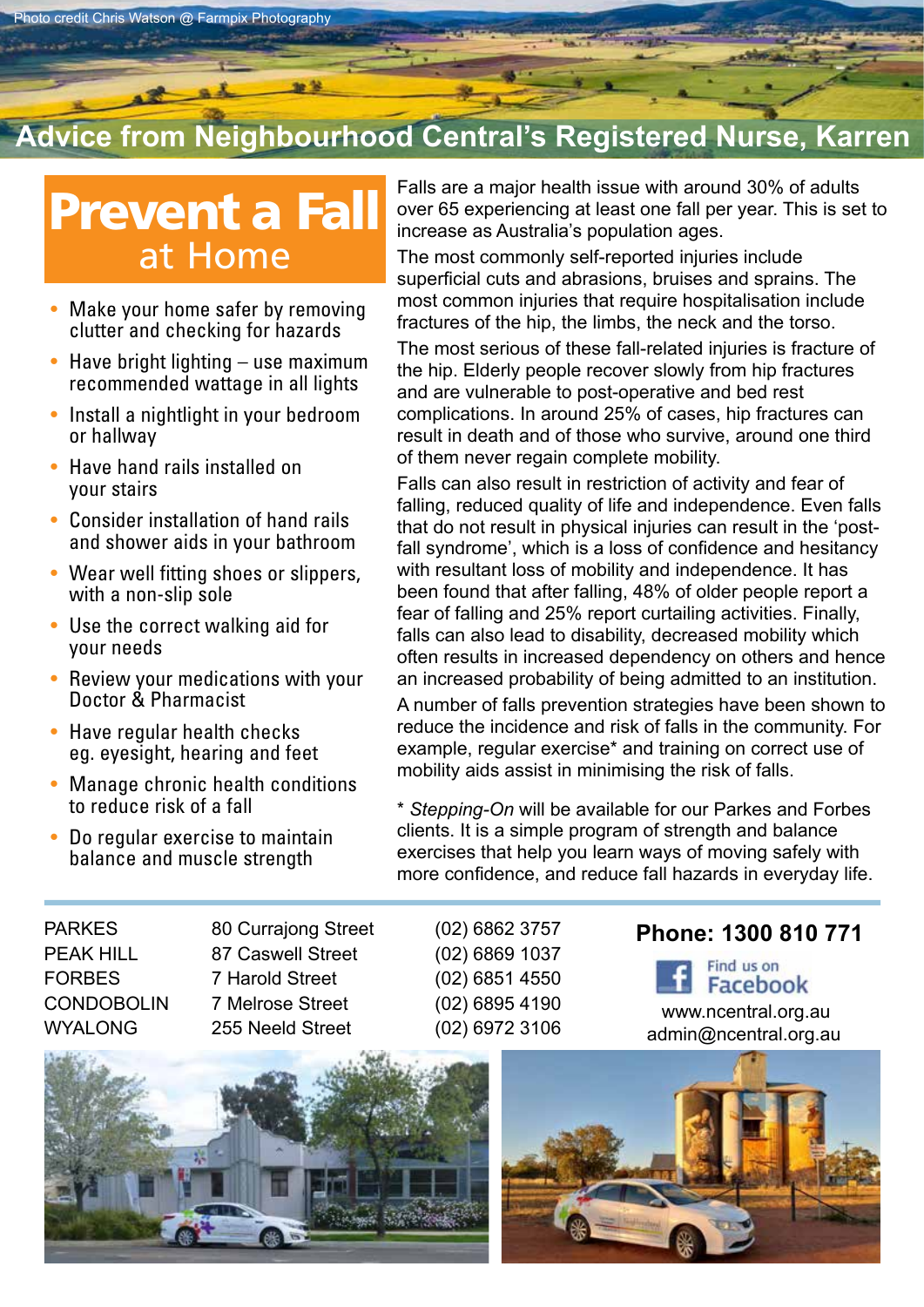Photo credit Chris Watson @ Farmpix Photography

## Advice from Neighbourhood Central's Registered Nurse, Karren

# Prevent a Fall at Home

- Make your home safer by removing clutter and checking for hazards
- Have bright lighting – use maximum recommended wattage in all lights
- Install a nightlight in your bedroom or hallway
- Have hand rails installed on your stairs
- Consider installation of hand rails and shower aids in your bathroom
- Wear well fitting shoes or slippers, with a non-slip sole
- Use the correct walking aid for your needs
- Review your medications with your Doctor & Pharmacist
- Have regular health checks eg. eyesight, hearing and feet
- Manage chronic health conditions to reduce risk of a fall
- Do regular exercise to maintain balance and muscle strength

Falls are a major health issue with around 30% of adults over 65 experiencing at least one fall per year. This is set to increase as Australia's population ages.

The most commonly self-reported injuries include superficial cuts and abrasions, bruises and sprains. The most common injuries that require hospitalisation include fractures of the hip, the limbs, the neck and the torso.

The most serious of these fall-related injuries is fracture of the hip. Elderly people recover slowly from hip fractures and are vulnerable to post-operative and bed rest complications. In around 25% of cases, hip fractures can result in death and of those who survive, around one third of them never regain complete mobility.

Falls can also result in restriction of activity and fear of falling, reduced quality of life and independence. Even falls that do not result in physical injuries can result in the 'post-fall syndrome', which is a loss of confidence and hesitancy with resultant loss of mobility and independence. It has been found that after falling, 48% of older people report a fear of falling and 25% report curtailing activities. Finally, falls can also lead to disability, decreased mobility which often results in increased dependency on others and hence an increased probability of being admitted to an institution.

A number of falls prevention strategies have been shown to reduce the incidence and risk of falls in the community. For example, regular exercise* and training on correct use of mobility aids assist in minimising the risk of falls.

\* *Stepping-On* will be available for our Parkes and Forbes clients. It is a simple program of strength and balance exercises that help you learn ways of moving safely with more confidence, and reduce fall hazards in everyday life.

| | | |
|---|---|---|
| PARKES | 80 Currajong Street | (02) 6862 3757 |
| PEAK HILL | 87 Caswell Street | (02) 6869 1037 |
| FORBES | 7 Harold Street | (02) 6851 4550 |
| CONDOBOLIN | 7 Melrose Street | (02) 6895 4190 |
| WYALONG | 255 Neeld Street | (02) 6972 3106 |

**Phone: 1300 810 771**

Find us on Facebook

www.ncentral.org.au

admin@ncentral.org.au